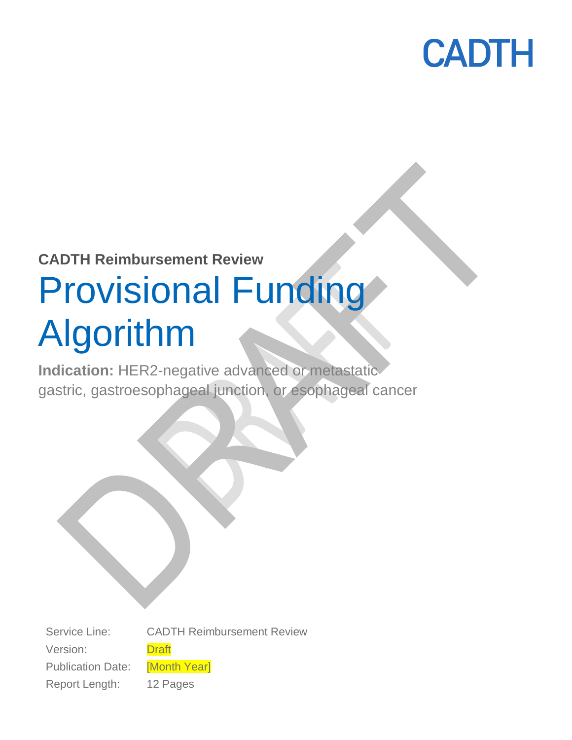CADTH

**CADTH Reimbursement Review**

# Provisional Funding Algorithm

**Indication:** HER2-negative advanced or metastatic gastric, gastroesophageal junction, or esophageal cancer

| | |
|---|---|
| Service Line: | CADTH Reimbursement Review |
| Version: | Draft |
| Publication Date: | [Month Year] |
| Report Length: | 12 Pages |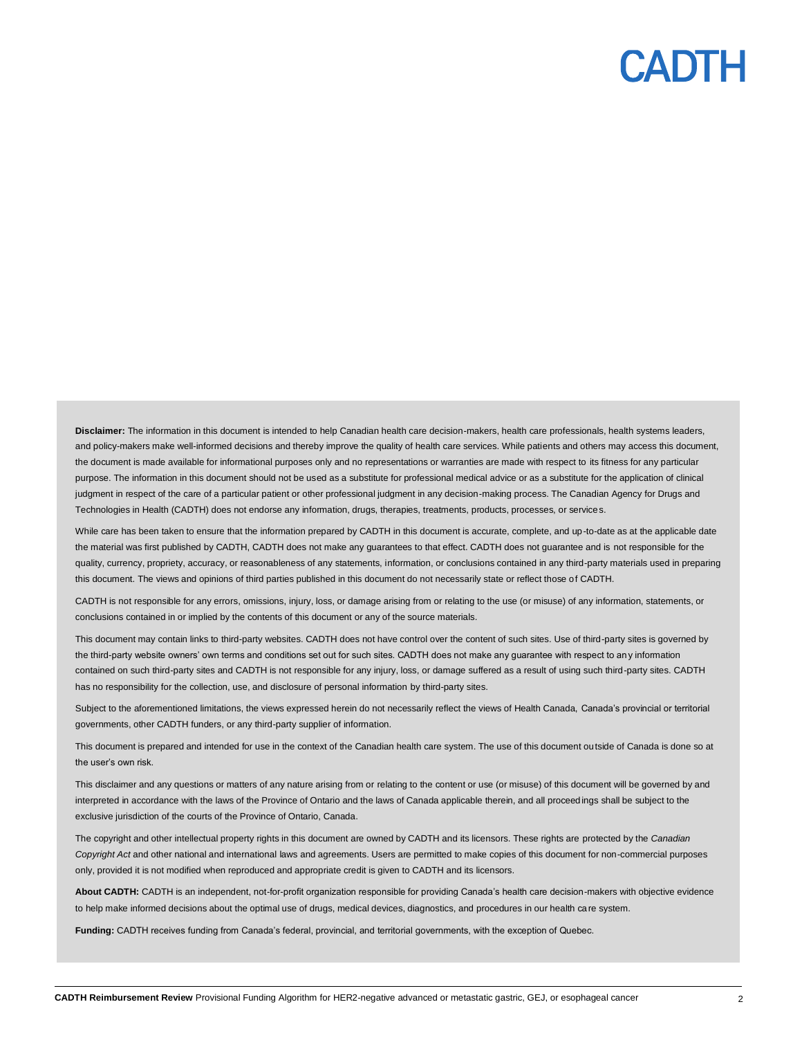**Disclaimer:** The information in this document is intended to help Canadian health care decision-makers, health care professionals, health systems leaders, and policy-makers make well-informed decisions and thereby improve the quality of health care services. While patients and others may access this document, the document is made available for informational purposes only and no representations or warranties are made with respect to its fitness for any particular purpose. The information in this document should not be used as a substitute for professional medical advice or as a substitute for the application of clinical judgment in respect of the care of a particular patient or other professional judgment in any decision-making process. The Canadian Agency for Drugs and Technologies in Health (CADTH) does not endorse any information, drugs, therapies, treatments, products, processes, or services.

While care has been taken to ensure that the information prepared by CADTH in this document is accurate, complete, and up-to-date as at the applicable date the material was first published by CADTH, CADTH does not make any guarantees to that effect. CADTH does not guarantee and is not responsible for the quality, currency, propriety, accuracy, or reasonableness of any statements, information, or conclusions contained in any third-party materials used in preparing this document. The views and opinions of third parties published in this document do not necessarily state or reflect those of CADTH.

CADTH is not responsible for any errors, omissions, injury, loss, or damage arising from or relating to the use (or misuse) of any information, statements, or conclusions contained in or implied by the contents of this document or any of the source materials.

This document may contain links to third-party websites. CADTH does not have control over the content of such sites. Use of third-party sites is governed by the third-party website owners' own terms and conditions set out for such sites. CADTH does not make any guarantee with respect to any information contained on such third-party sites and CADTH is not responsible for any injury, loss, or damage suffered as a result of using such third-party sites. CADTH has no responsibility for the collection, use, and disclosure of personal information by third-party sites.

Subject to the aforementioned limitations, the views expressed herein do not necessarily reflect the views of Health Canada, Canada's provincial or territorial governments, other CADTH funders, or any third-party supplier of information.

This document is prepared and intended for use in the context of the Canadian health care system. The use of this document outside of Canada is done so at the user's own risk.

This disclaimer and any questions or matters of any nature arising from or relating to the content or use (or misuse) of this document will be governed by and interpreted in accordance with the laws of the Province of Ontario and the laws of Canada applicable therein, and all proceedings shall be subject to the exclusive jurisdiction of the courts of the Province of Ontario, Canada.

The copyright and other intellectual property rights in this document are owned by CADTH and its licensors. These rights are protected by the *Canadian Copyright Act* and other national and international laws and agreements. Users are permitted to make copies of this document for non-commercial purposes only, provided it is not modified when reproduced and appropriate credit is given to CADTH and its licensors.

**About CADTH:** CADTH is an independent, not-for-profit organization responsible for providing Canada's health care decision-makers with objective evidence to help make informed decisions about the optimal use of drugs, medical devices, diagnostics, and procedures in our health care system.

**Funding:** CADTH receives funding from Canada's federal, provincial, and territorial governments, with the exception of Quebec.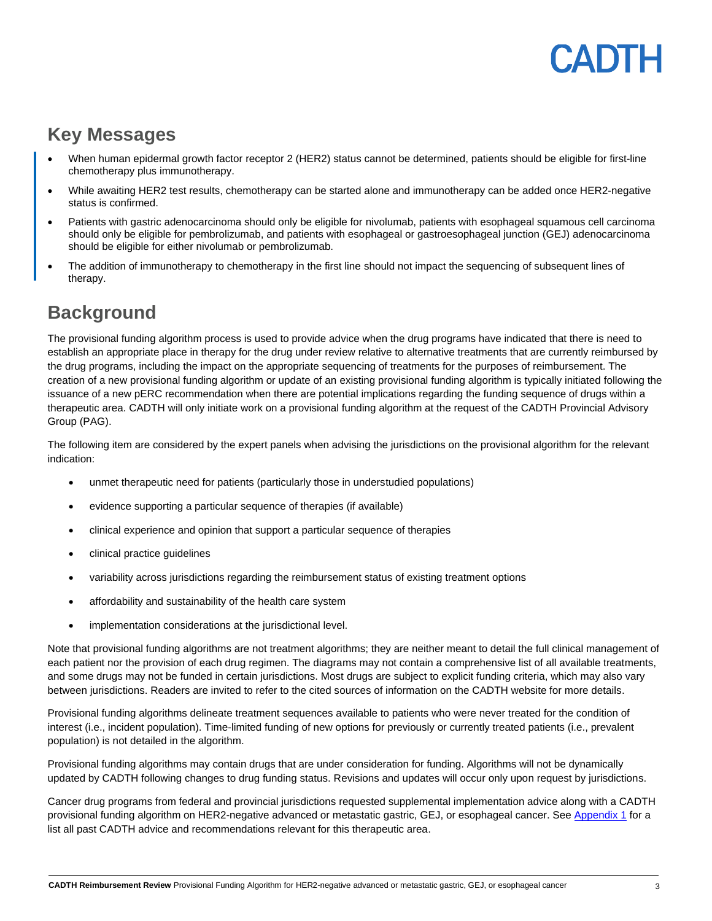## Key Messages

- When human epidermal growth factor receptor 2 (HER2) status cannot be determined, patients should be eligible for first-line chemotherapy plus immunotherapy.
- While awaiting HER2 test results, chemotherapy can be started alone and immunotherapy can be added once HER2-negative status is confirmed.
- Patients with gastric adenocarcinoma should only be eligible for nivolumab, patients with esophageal squamous cell carcinoma should only be eligible for pembrolizumab, and patients with esophageal or gastroesophageal junction (GEJ) adenocarcinoma should be eligible for either nivolumab or pembrolizumab.
- The addition of immunotherapy to chemotherapy in the first line should not impact the sequencing of subsequent lines of therapy.

## Background

The provisional funding algorithm process is used to provide advice when the drug programs have indicated that there is need to establish an appropriate place in therapy for the drug under review relative to alternative treatments that are currently reimbursed by the drug programs, including the impact on the appropriate sequencing of treatments for the purposes of reimbursement. The creation of a new provisional funding algorithm or update of an existing provisional funding algorithm is typically initiated following the issuance of a new pERC recommendation when there are potential implications regarding the funding sequence of drugs within a therapeutic area. CADTH will only initiate work on a provisional funding algorithm at the request of the CADTH Provincial Advisory Group (PAG).

The following item are considered by the expert panels when advising the jurisdictions on the provisional algorithm for the relevant indication:

- unmet therapeutic need for patients (particularly those in understudied populations)
- evidence supporting a particular sequence of therapies (if available)
- clinical experience and opinion that support a particular sequence of therapies
- clinical practice guidelines
- variability across jurisdictions regarding the reimbursement status of existing treatment options
- affordability and sustainability of the health care system
- implementation considerations at the jurisdictional level.

Note that provisional funding algorithms are not treatment algorithms; they are neither meant to detail the full clinical management of each patient nor the provision of each drug regimen. The diagrams may not contain a comprehensive list of all available treatments, and some drugs may not be funded in certain jurisdictions. Most drugs are subject to explicit funding criteria, which may also vary between jurisdictions. Readers are invited to refer to the cited sources of information on the CADTH website for more details.

Provisional funding algorithms delineate treatment sequences available to patients who were never treated for the condition of interest (i.e., incident population). Time-limited funding of new options for previously or currently treated patients (i.e., prevalent population) is not detailed in the algorithm.

Provisional funding algorithms may contain drugs that are under consideration for funding. Algorithms will not be dynamically updated by CADTH following changes to drug funding status. Revisions and updates will occur only upon request by jurisdictions.

Cancer drug programs from federal and provincial jurisdictions requested supplemental implementation advice along with a CADTH provisional funding algorithm on HER2-negative advanced or metastatic gastric, GEJ, or esophageal cancer. See Appendix 1 for a list all past CADTH advice and recommendations relevant for this therapeutic area.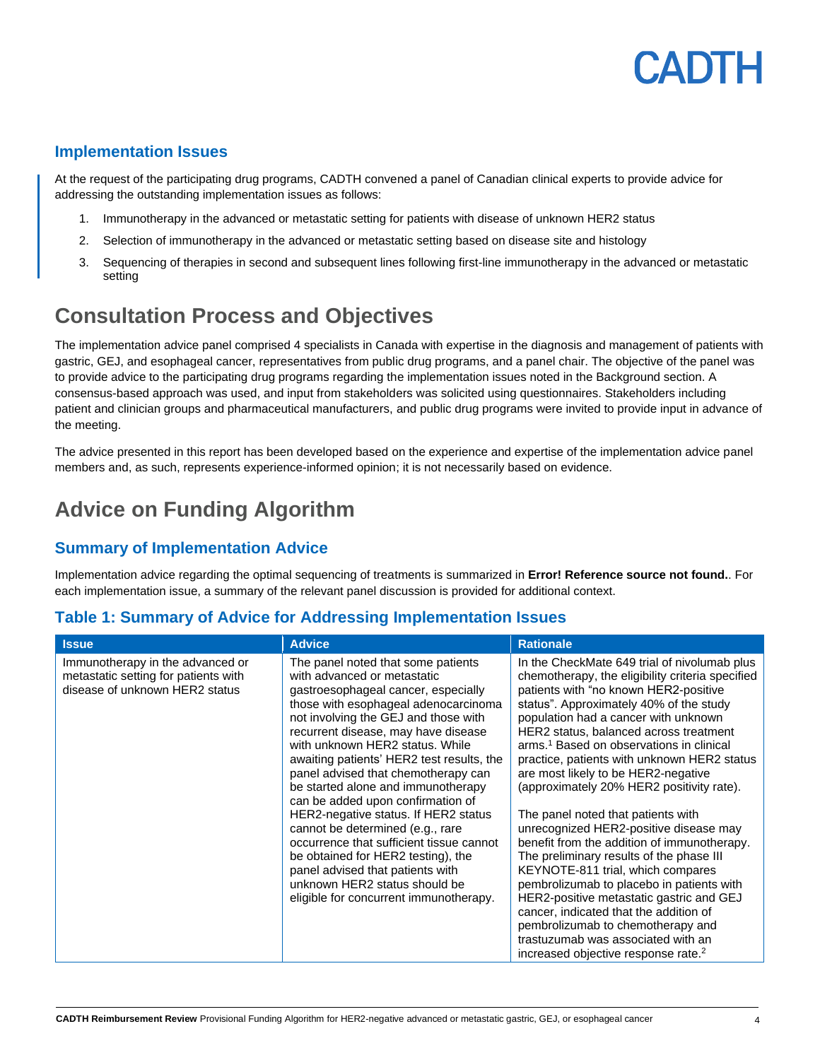### Implementation Issues

At the request of the participating drug programs, CADTH convened a panel of Canadian clinical experts to provide advice for addressing the outstanding implementation issues as follows:

1. Immunotherapy in the advanced or metastatic setting for patients with disease of unknown HER2 status
2. Selection of immunotherapy in the advanced or metastatic setting based on disease site and histology
3. Sequencing of therapies in second and subsequent lines following first-line immunotherapy in the advanced or metastatic setting

## Consultation Process and Objectives

The implementation advice panel comprised 4 specialists in Canada with expertise in the diagnosis and management of patients with gastric, GEJ, and esophageal cancer, representatives from public drug programs, and a panel chair. The objective of the panel was to provide advice to the participating drug programs regarding the implementation issues noted in the Background section. A consensus-based approach was used, and input from stakeholders was solicited using questionnaires. Stakeholders including patient and clinician groups and pharmaceutical manufacturers, and public drug programs were invited to provide input in advance of the meeting.

The advice presented in this report has been developed based on the experience and expertise of the implementation advice panel members and, as such, represents experience-informed opinion; it is not necessarily based on evidence.

## Advice on Funding Algorithm

### Summary of Implementation Advice

Implementation advice regarding the optimal sequencing of treatments is summarized in **Error! Reference source not found.**. For each implementation issue, a summary of the relevant panel discussion is provided for additional context.

### Table 1: Summary of Advice for Addressing Implementation Issues

| Issue | Advice | Rationale |
|---|---|---|
| Immunotherapy in the advanced or metastatic setting for patients with disease of unknown HER2 status | The panel noted that some patients with advanced or metastatic gastroesophageal cancer, especially those with esophageal adenocarcinoma not involving the GEJ and those with recurrent disease, may have disease with unknown HER2 status. While awaiting patients' HER2 test results, the panel advised that chemotherapy can be started alone and immunotherapy can be added upon confirmation of HER2-negative status. If HER2 status cannot be determined (e.g., rare occurrence that sufficient tissue cannot be obtained for HER2 testing), the panel advised that patients with unknown HER2 status should be eligible for concurrent immunotherapy. | In the CheckMate 649 trial of nivolumab plus chemotherapy, the eligibility criteria specified patients with "no known HER2-positive status". Approximately 40% of the study population had a cancer with unknown HER2 status, balanced across treatment arms.[1] Based on observations in clinical practice, patients with unknown HER2 status are most likely to be HER2-negative (approximately 20% HER2 positivity rate).<br><br>The panel noted that patients with unrecognized HER2-positive disease may benefit from the addition of immunotherapy. The preliminary results of the phase III KEYNOTE-811 trial, which compares pembrolizumab to placebo in patients with HER2-positive metastatic gastric and GEJ cancer, indicated that the addition of pembrolizumab to chemotherapy and trastuzumab was associated with an increased objective response rate.[2] |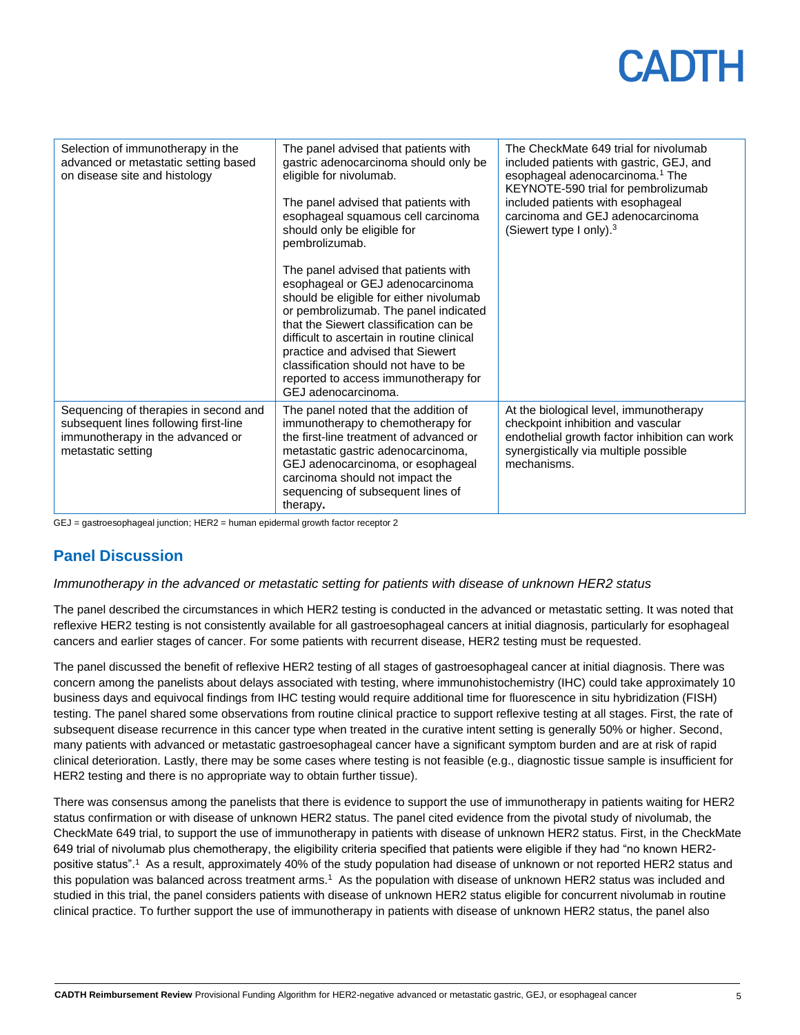| Selection of immunotherapy in the advanced or metastatic setting based on disease site and histology | The panel advised that patients with gastric adenocarcinoma should only be eligible for nivolumab.<br><br>The panel advised that patients with esophageal squamous cell carcinoma should only be eligible for pembrolizumab.<br><br>The panel advised that patients with esophageal or GEJ adenocarcinoma should be eligible for either nivolumab or pembrolizumab. The panel indicated that the Siewert classification can be difficult to ascertain in routine clinical practice and advised that Siewert classification should not have to be reported to access immunotherapy for GEJ adenocarcinoma. | The CheckMate 649 trial for nivolumab included patients with gastric, GEJ, and esophageal adenocarcinoma.[1] The KEYNOTE-590 trial for pembrolizumab included patients with esophageal carcinoma and GEJ adenocarcinoma (Siewert type I only).[3] |
|---|---|---|
| Sequencing of therapies in second and subsequent lines following first-line immunotherapy in the advanced or metastatic setting | The panel noted that the addition of immunotherapy to chemotherapy for the first-line treatment of advanced or metastatic gastric adenocarcinoma, GEJ adenocarcinoma, or esophageal carcinoma should not impact the sequencing of subsequent lines of therapy. | At the biological level, immunotherapy checkpoint inhibition and vascular endothelial growth factor inhibition can work synergistically via multiple possible mechanisms. |

GEJ = gastroesophageal junction; HER2 = human epidermal growth factor receptor 2

## Panel Discussion

*Immunotherapy in the advanced or metastatic setting for patients with disease of unknown HER2 status*

The panel described the circumstances in which HER2 testing is conducted in the advanced or metastatic setting. It was noted that reflexive HER2 testing is not consistently available for all gastroesophageal cancers at initial diagnosis, particularly for esophageal cancers and earlier stages of cancer. For some patients with recurrent disease, HER2 testing must be requested.

The panel discussed the benefit of reflexive HER2 testing of all stages of gastroesophageal cancer at initial diagnosis. There was concern among the panelists about delays associated with testing, where immunohistochemistry (IHC) could take approximately 10 business days and equivocal findings from IHC testing would require additional time for fluorescence in situ hybridization (FISH) testing. The panel shared some observations from routine clinical practice to support reflexive testing at all stages. First, the rate of subsequent disease recurrence in this cancer type when treated in the curative intent setting is generally 50% or higher. Second, many patients with advanced or metastatic gastroesophageal cancer have a significant symptom burden and are at risk of rapid clinical deterioration. Lastly, there may be some cases where testing is not feasible (e.g., diagnostic tissue sample is insufficient for HER2 testing and there is no appropriate way to obtain further tissue).

There was consensus among the panelists that there is evidence to support the use of immunotherapy in patients waiting for HER2 status confirmation or with disease of unknown HER2 status. The panel cited evidence from the pivotal study of nivolumab, the CheckMate 649 trial, to support the use of immunotherapy in patients with disease of unknown HER2 status. First, in the CheckMate 649 trial of nivolumab plus chemotherapy, the eligibility criteria specified that patients were eligible if they had "no known HER2-positive status".[1] As a result, approximately 40% of the study population had disease of unknown or not reported HER2 status and this population was balanced across treatment arms.[1] As the population with disease of unknown HER2 status was included and studied in this trial, the panel considers patients with disease of unknown HER2 status eligible for concurrent nivolumab in routine clinical practice. To further support the use of immunotherapy in patients with disease of unknown HER2 status, the panel also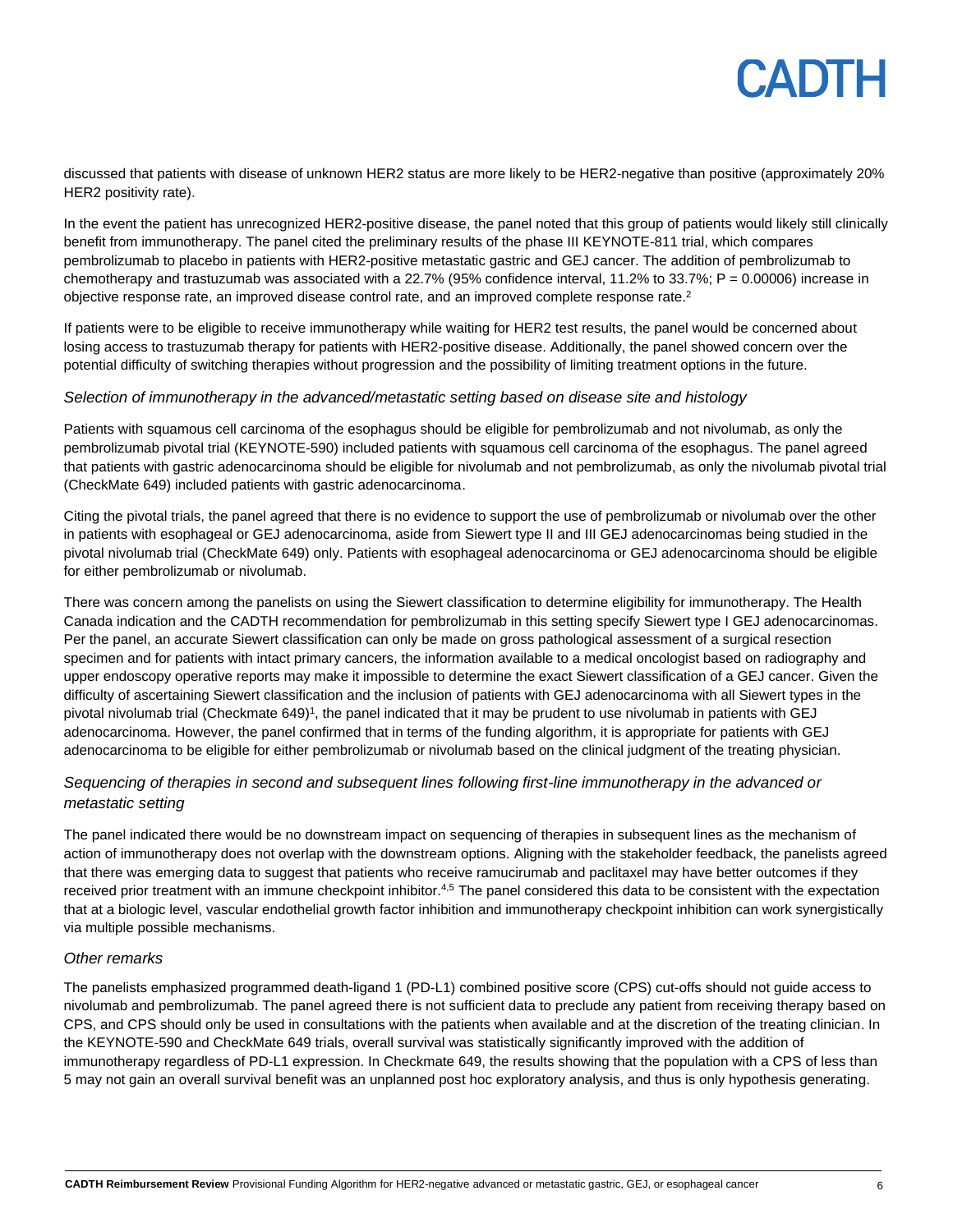discussed that patients with disease of unknown HER2 status are more likely to be HER2-negative than positive (approximately 20% HER2 positivity rate).

In the event the patient has unrecognized HER2-positive disease, the panel noted that this group of patients would likely still clinically benefit from immunotherapy. The panel cited the preliminary results of the phase III KEYNOTE-811 trial, which compares pembrolizumab to placebo in patients with HER2-positive metastatic gastric and GEJ cancer. The addition of pembrolizumab to chemotherapy and trastuzumab was associated with a 22.7% (95% confidence interval, 11.2% to 33.7%; P = 0.00006) increase in objective response rate, an improved disease control rate, and an improved complete response rate.[2]

If patients were to be eligible to receive immunotherapy while waiting for HER2 test results, the panel would be concerned about losing access to trastuzumab therapy for patients with HER2-positive disease. Additionally, the panel showed concern over the potential difficulty of switching therapies without progression and the possibility of limiting treatment options in the future.

### *Selection of immunotherapy in the advanced/metastatic setting based on disease site and histology*

Patients with squamous cell carcinoma of the esophagus should be eligible for pembrolizumab and not nivolumab, as only the pembrolizumab pivotal trial (KEYNOTE-590) included patients with squamous cell carcinoma of the esophagus. The panel agreed that patients with gastric adenocarcinoma should be eligible for nivolumab and not pembrolizumab, as only the nivolumab pivotal trial (CheckMate 649) included patients with gastric adenocarcinoma.

Citing the pivotal trials, the panel agreed that there is no evidence to support the use of pembrolizumab or nivolumab over the other in patients with esophageal or GEJ adenocarcinoma, aside from Siewert type II and III GEJ adenocarcinomas being studied in the pivotal nivolumab trial (CheckMate 649) only. Patients with esophageal adenocarcinoma or GEJ adenocarcinoma should be eligible for either pembrolizumab or nivolumab.

There was concern among the panelists on using the Siewert classification to determine eligibility for immunotherapy. The Health Canada indication and the CADTH recommendation for pembrolizumab in this setting specify Siewert type I GEJ adenocarcinomas. Per the panel, an accurate Siewert classification can only be made on gross pathological assessment of a surgical resection specimen and for patients with intact primary cancers, the information available to a medical oncologist based on radiography and upper endoscopy operative reports may make it impossible to determine the exact Siewert classification of a GEJ cancer. Given the difficulty of ascertaining Siewert classification and the inclusion of patients with GEJ adenocarcinoma with all Siewert types in the pivotal nivolumab trial (Checkmate 649)[1], the panel indicated that it may be prudent to use nivolumab in patients with GEJ adenocarcinoma. However, the panel confirmed that in terms of the funding algorithm, it is appropriate for patients with GEJ adenocarcinoma to be eligible for either pembrolizumab or nivolumab based on the clinical judgment of the treating physician.

### *Sequencing of therapies in second and subsequent lines following first-line immunotherapy in the advanced or metastatic setting*

The panel indicated there would be no downstream impact on sequencing of therapies in subsequent lines as the mechanism of action of immunotherapy does not overlap with the downstream options. Aligning with the stakeholder feedback, the panelists agreed that there was emerging data to suggest that patients who receive ramucirumab and paclitaxel may have better outcomes if they received prior treatment with an immune checkpoint inhibitor.[4,5] The panel considered this data to be consistent with the expectation that at a biologic level, vascular endothelial growth factor inhibition and immunotherapy checkpoint inhibition can work synergistically via multiple possible mechanisms.

### *Other remarks*

The panelists emphasized programmed death-ligand 1 (PD-L1) combined positive score (CPS) cut-offs should not guide access to nivolumab and pembrolizumab. The panel agreed there is not sufficient data to preclude any patient from receiving therapy based on CPS, and CPS should only be used in consultations with the patients when available and at the discretion of the treating clinician. In the KEYNOTE-590 and CheckMate 649 trials, overall survival was statistically significantly improved with the addition of immunotherapy regardless of PD-L1 expression. In Checkmate 649, the results showing that the population with a CPS of less than 5 may not gain an overall survival benefit was an unplanned post hoc exploratory analysis, and thus is only hypothesis generating.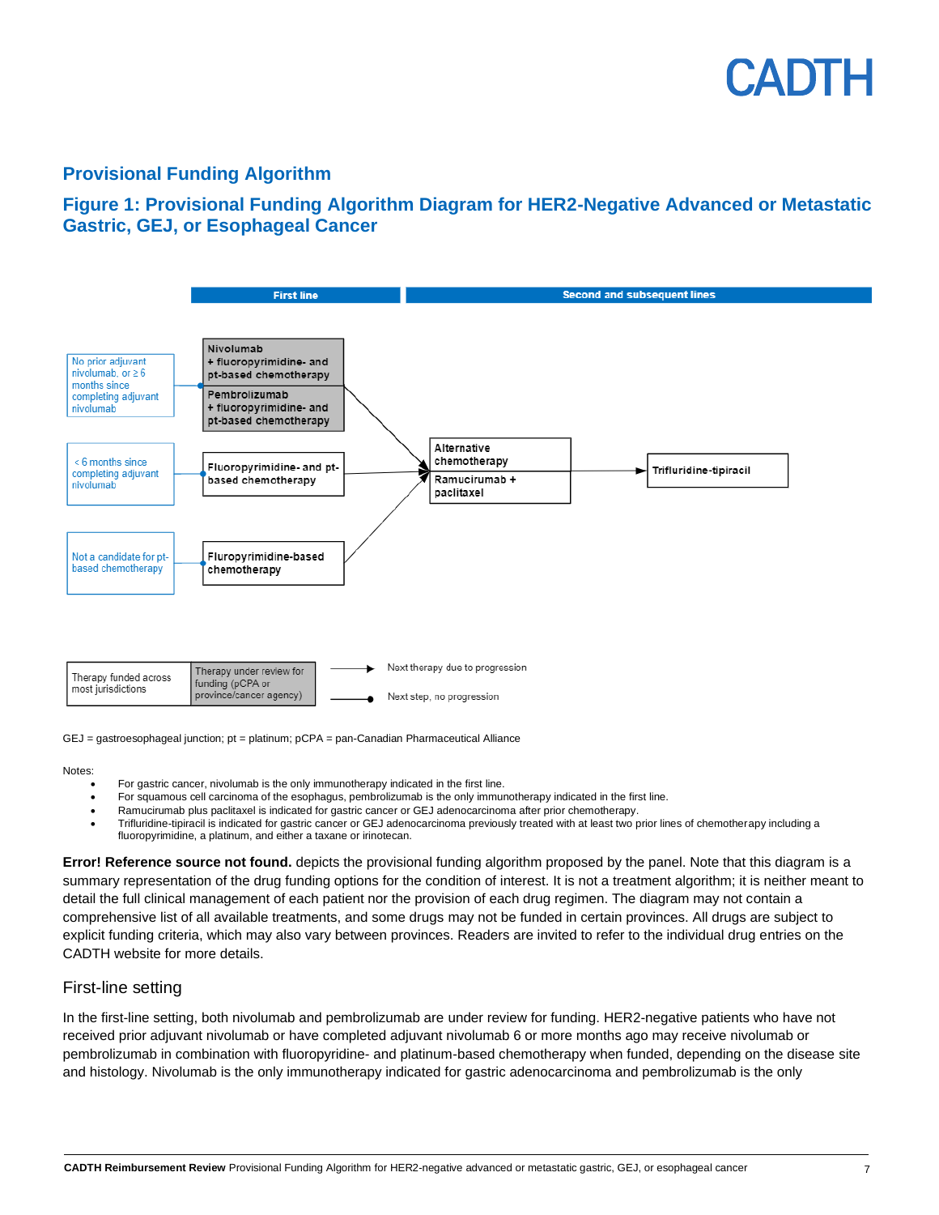## Provisional Funding Algorithm

### Figure 1: Provisional Funding Algorithm Diagram for HER2-Negative Advanced or Metastatic Gastric, GEJ, or Esophageal Cancer

| Patient population | First line | Second and subsequent lines | |
|---|---|---|---|
| No prior adjuvant nivolumab, or ≥ 6 months since completing adjuvant nivolumab | Nivolumab + fluoropyrimidine- and pt-based chemotherapy; Pembrolizumab + fluoropyrimidine- and pt-based chemotherapy | Alternative chemotherapy; Ramucirumab + paclitaxel | Trifluridine-tipiracil |
| < 6 months since completing adjuvant nivolumab | Fluoropyrimidine- and pt-based chemotherapy | Alternative chemotherapy; Ramucirumab + paclitaxel | Trifluridine-tipiracil |
| Not a candidate for pt-based chemotherapy | Fluropyrimidine-based chemotherapy | Alternative chemotherapy; Ramucirumab + paclitaxel | Trifluridine-tipiracil |

Legend: Therapy funded across most jurisdictions; Therapy under review for funding (pCPA or province/cancer agency); → Next therapy due to progression; —● Next step, no progression

GEJ = gastroesophageal junction; pt = platinum; pCPA = pan-Canadian Pharmaceutical Alliance

Notes:

- For gastric cancer, nivolumab is the only immunotherapy indicated in the first line.
- For squamous cell carcinoma of the esophagus, pembrolizumab is the only immunotherapy indicated in the first line.
- Ramucirumab plus paclitaxel is indicated for gastric cancer or GEJ adenocarcinoma after prior chemotherapy.
- Trifluridine-tipiracil is indicated for gastric cancer or GEJ adenocarcinoma previously treated with at least two prior lines of chemotherapy including a fluoropyrimidine, a platinum, and either a taxane or irinotecan.

**Error! Reference source not found.** depicts the provisional funding algorithm proposed by the panel. Note that this diagram is a summary representation of the drug funding options for the condition of interest. It is not a treatment algorithm; it is neither meant to detail the full clinical management of each patient nor the provision of each drug regimen. The diagram may not contain a comprehensive list of all available treatments, and some drugs may not be funded in certain provinces. All drugs are subject to explicit funding criteria, which may also vary between provinces. Readers are invited to refer to the individual drug entries on the CADTH website for more details.

### First-line setting

In the first-line setting, both nivolumab and pembrolizumab are under review for funding. HER2-negative patients who have not received prior adjuvant nivolumab or have completed adjuvant nivolumab 6 or more months ago may receive nivolumab or pembrolizumab in combination with fluoropyridine- and platinum-based chemotherapy when funded, depending on the disease site and histology. Nivolumab is the only immunotherapy indicated for gastric adenocarcinoma and pembrolizumab is the only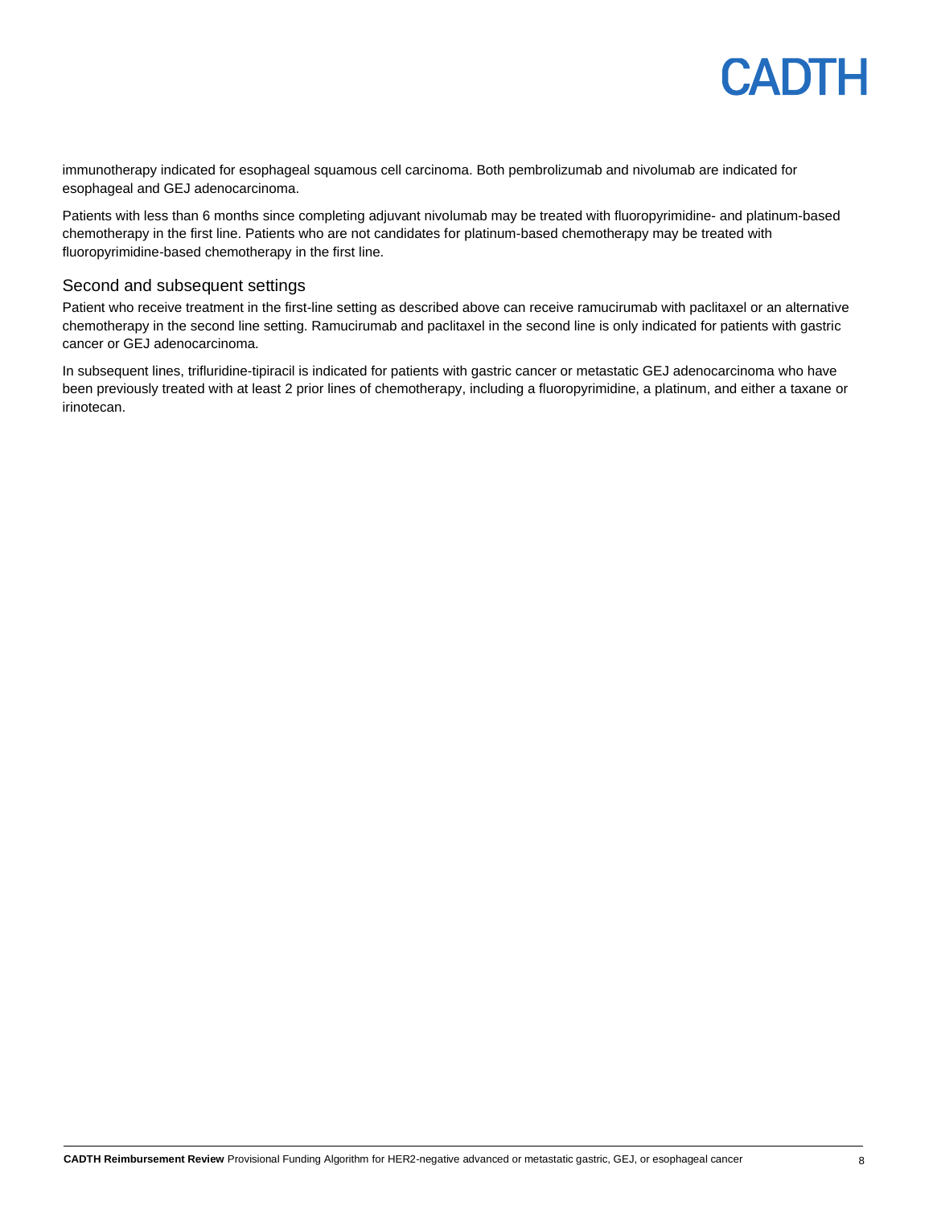immunotherapy indicated for esophageal squamous cell carcinoma. Both pembrolizumab and nivolumab are indicated for esophageal and GEJ adenocarcinoma.

Patients with less than 6 months since completing adjuvant nivolumab may be treated with fluoropyrimidine- and platinum-based chemotherapy in the first line. Patients who are not candidates for platinum-based chemotherapy may be treated with fluoropyrimidine-based chemotherapy in the first line.

## Second and subsequent settings

Patient who receive treatment in the first-line setting as described above can receive ramucirumab with paclitaxel or an alternative chemotherapy in the second line setting. Ramucirumab and paclitaxel in the second line is only indicated for patients with gastric cancer or GEJ adenocarcinoma.

In subsequent lines, trifluridine-tipiracil is indicated for patients with gastric cancer or metastatic GEJ adenocarcinoma who have been previously treated with at least 2 prior lines of chemotherapy, including a fluoropyrimidine, a platinum, and either a taxane or irinotecan.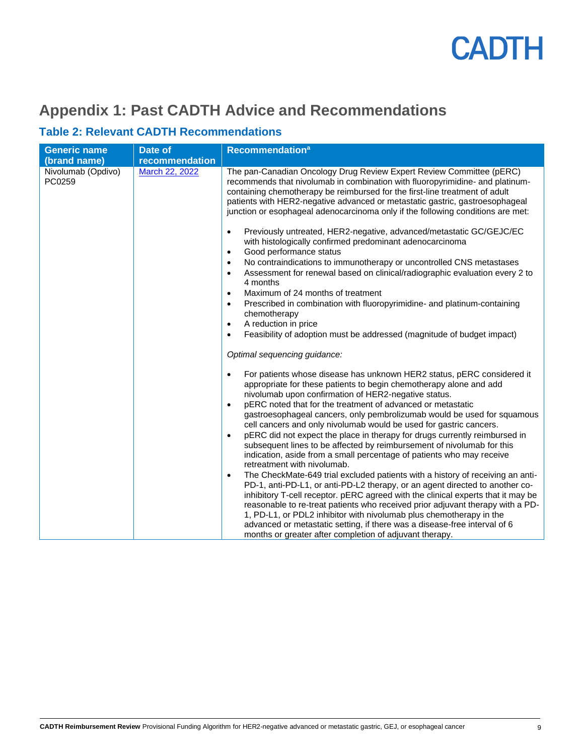# Appendix 1: Past CADTH Advice and Recommendations

## Table 2: Relevant CADTH Recommendations

| Generic name (brand name) | Date of recommendation | Recommendation[a] |
|---|---|---|
| Nivolumab (Opdivo) PC0259 | March 22, 2022 | The pan-Canadian Oncology Drug Review Expert Review Committee (pERC) recommends that nivolumab in combination with fluoropyrimidine- and platinum-containing chemotherapy be reimbursed for the first-line treatment of adult patients with HER2-negative advanced or metastatic gastric, gastroesophageal junction or esophageal adenocarcinoma only if the following conditions are met:<br><br>• Previously untreated, HER2-negative, advanced/metastatic GC/GEJC/EC with histologically confirmed predominant adenocarcinoma<br>• Good performance status<br>• No contraindications to immunotherapy or uncontrolled CNS metastases<br>• Assessment for renewal based on clinical/radiographic evaluation every 2 to 4 months<br>• Maximum of 24 months of treatment<br>• Prescribed in combination with fluoropyrimidine- and platinum-containing chemotherapy<br>• A reduction in price<br>• Feasibility of adoption must be addressed (magnitude of budget impact)<br><br>*Optimal sequencing guidance:*<br><br>• For patients whose disease has unknown HER2 status, pERC considered it appropriate for these patients to begin chemotherapy alone and add nivolumab upon confirmation of HER2-negative status.<br>• pERC noted that for the treatment of advanced or metastatic gastroesophageal cancers, only pembrolizumab would be used for squamous cell cancers and only nivolumab would be used for gastric cancers.<br>• pERC did not expect the place in therapy for drugs currently reimbursed in subsequent lines to be affected by reimbursement of nivolumab for this indication, aside from a small percentage of patients who may receive retreatment with nivolumab.<br>• The CheckMate-649 trial excluded patients with a history of receiving an anti-PD-1, anti-PD-L1, or anti-PD-L2 therapy, or an agent directed to another co-inhibitory T-cell receptor. pERC agreed with the clinical experts that it may be reasonable to re-treat patients who received prior adjuvant therapy with a PD-1, PD-L1, or PDL2 inhibitor with nivolumab plus chemotherapy in the advanced or metastatic setting, if there was a disease-free interval of 6 months or greater after completion of adjuvant therapy. |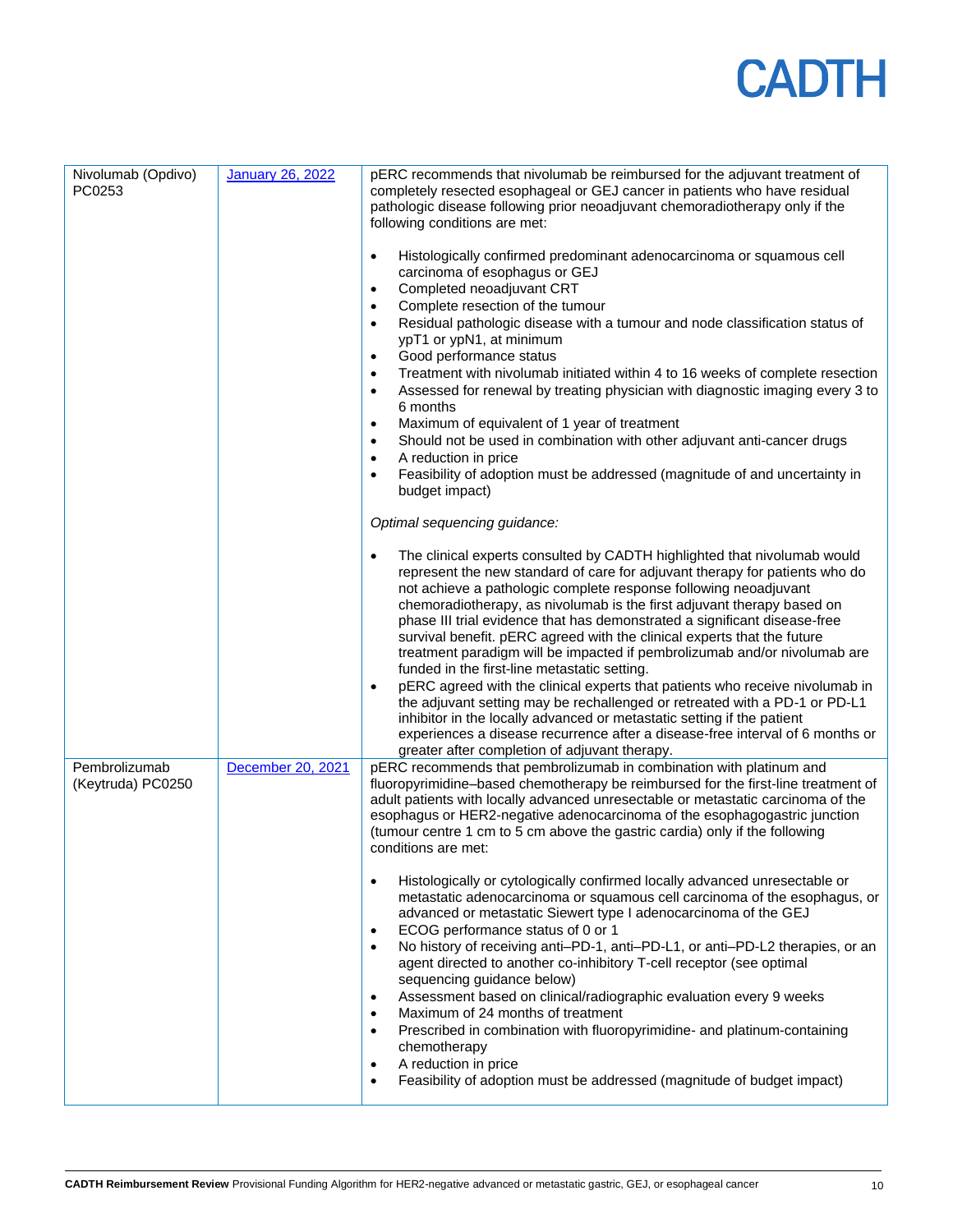| | | |
|---|---|---|
| Nivolumab (Opdivo) PC0253 | [January 26, 2022]() | pERC recommends that nivolumab be reimbursed for the adjuvant treatment of completely resected esophageal or GEJ cancer in patients who have residual pathologic disease following prior neoadjuvant chemoradiotherapy only if the following conditions are met:<br><br>• Histologically confirmed predominant adenocarcinoma or squamous cell carcinoma of esophagus or GEJ<br>• Completed neoadjuvant CRT<br>• Complete resection of the tumour<br>• Residual pathologic disease with a tumour and node classification status of ypT1 or ypN1, at minimum<br>• Good performance status<br>• Treatment with nivolumab initiated within 4 to 16 weeks of complete resection<br>• Assessed for renewal by treating physician with diagnostic imaging every 3 to 6 months<br>• Maximum of equivalent of 1 year of treatment<br>• Should not be used in combination with other adjuvant anti-cancer drugs<br>• A reduction in price<br>• Feasibility of adoption must be addressed (magnitude of and uncertainty in budget impact)<br><br>*Optimal sequencing guidance:*<br><br>• The clinical experts consulted by CADTH highlighted that nivolumab would represent the new standard of care for adjuvant therapy for patients who do not achieve a pathologic complete response following neoadjuvant chemoradiotherapy, as nivolumab is the first adjuvant therapy based on phase III trial evidence that has demonstrated a significant disease-free survival benefit. pERC agreed with the clinical experts that the future treatment paradigm will be impacted if pembrolizumab and/or nivolumab are funded in the first-line metastatic setting.<br>• pERC agreed with the clinical experts that patients who receive nivolumab in the adjuvant setting may be rechallenged or retreated with a PD-1 or PD-L1 inhibitor in the locally advanced or metastatic setting if the patient experiences a disease recurrence after a disease-free interval of 6 months or greater after completion of adjuvant therapy. |
| Pembrolizumab (Keytruda) PC0250 | [December 20, 2021]() | pERC recommends that pembrolizumab in combination with platinum and fluoropyrimidine–based chemotherapy be reimbursed for the first-line treatment of adult patients with locally advanced unresectable or metastatic carcinoma of the esophagus or HER2-negative adenocarcinoma of the esophagogastric junction (tumour centre 1 cm to 5 cm above the gastric cardia) only if the following conditions are met:<br><br>• Histologically or cytologically confirmed locally advanced unresectable or metastatic adenocarcinoma or squamous cell carcinoma of the esophagus, or advanced or metastatic Siewert type I adenocarcinoma of the GEJ<br>• ECOG performance status of 0 or 1<br>• No history of receiving anti–PD-1, anti–PD-L1, or anti–PD-L2 therapies, or an agent directed to another co-inhibitory T-cell receptor (see optimal sequencing guidance below)<br>• Assessment based on clinical/radiographic evaluation every 9 weeks<br>• Maximum of 24 months of treatment<br>• Prescribed in combination with fluoropyrimidine- and platinum-containing chemotherapy<br>• A reduction in price<br>• Feasibility of adoption must be addressed (magnitude of budget impact) |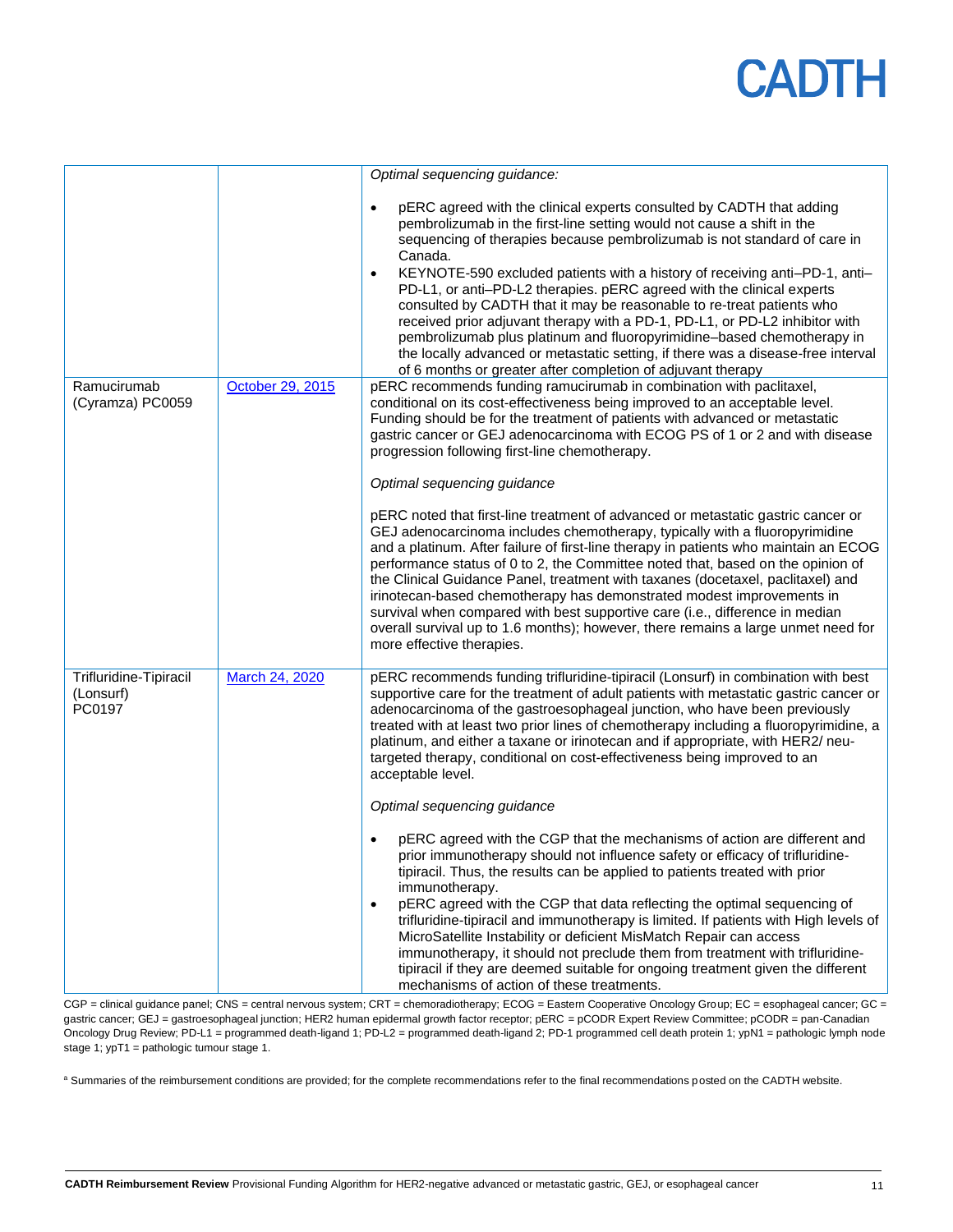| | | |
|---|---|---|
| | | *Optimal sequencing guidance:*<br><br>• pERC agreed with the clinical experts consulted by CADTH that adding pembrolizumab in the first-line setting would not cause a shift in the sequencing of therapies because pembrolizumab is not standard of care in Canada.<br>• KEYNOTE-590 excluded patients with a history of receiving anti–PD-1, anti–PD-L1, or anti–PD-L2 therapies. pERC agreed with the clinical experts consulted by CADTH that it may be reasonable to re-treat patients who received prior adjuvant therapy with a PD-1, PD-L1, or PD-L2 inhibitor with pembrolizumab plus platinum and fluoropyrimidine–based chemotherapy in the locally advanced or metastatic setting, if there was a disease-free interval of 6 months or greater after completion of adjuvant therapy |
| Ramucirumab (Cyramza) PC0059 | October 29, 2015 | pERC recommends funding ramucirumab in combination with paclitaxel, conditional on its cost-effectiveness being improved to an acceptable level. Funding should be for the treatment of patients with advanced or metastatic gastric cancer or GEJ adenocarcinoma with ECOG PS of 1 or 2 and with disease progression following first-line chemotherapy.<br><br>*Optimal sequencing guidance*<br><br>pERC noted that first-line treatment of advanced or metastatic gastric cancer or GEJ adenocarcinoma includes chemotherapy, typically with a fluoropyrimidine and a platinum. After failure of first-line therapy in patients who maintain an ECOG performance status of 0 to 2, the Committee noted that, based on the opinion of the Clinical Guidance Panel, treatment with taxanes (docetaxel, paclitaxel) and irinotecan-based chemotherapy has demonstrated modest improvements in survival when compared with best supportive care (i.e., difference in median overall survival up to 1.6 months); however, there remains a large unmet need for more effective therapies. |
| Trifluridine-Tipiracil (Lonsurf) PC0197 | March 24, 2020 | pERC recommends funding trifluridine-tipiracil (Lonsurf) in combination with best supportive care for the treatment of adult patients with metastatic gastric cancer or adenocarcinoma of the gastroesophageal junction, who have been previously treated with at least two prior lines of chemotherapy including a fluoropyrimidine, a platinum, and either a taxane or irinotecan and if appropriate, with HER2/ neu-targeted therapy, conditional on cost-effectiveness being improved to an acceptable level.<br><br>*Optimal sequencing guidance*<br><br>• pERC agreed with the CGP that the mechanisms of action are different and prior immunotherapy should not influence safety or efficacy of trifluridine-tipiracil. Thus, the results can be applied to patients treated with prior immunotherapy.<br>• pERC agreed with the CGP that data reflecting the optimal sequencing of trifluridine-tipiracil and immunotherapy is limited. If patients with High levels of MicroSatellite Instability or deficient MisMatch Repair can access immunotherapy, it should not preclude them from treatment with trifluridine-tipiracil if they are deemed suitable for ongoing treatment given the different mechanisms of action of these treatments. |

CGP = clinical guidance panel; CNS = central nervous system; CRT = chemoradiotherapy; ECOG = Eastern Cooperative Oncology Group; EC = esophageal cancer; GC = gastric cancer; GEJ = gastroesophageal junction; HER2 human epidermal growth factor receptor; pERC = pCODR Expert Review Committee; pCODR = pan-Canadian Oncology Drug Review; PD-L1 = programmed death-ligand 1; PD-L2 = programmed death-ligand 2; PD-1 programmed cell death protein 1; ypN1 = pathologic lymph node stage 1; ypT1 = pathologic tumour stage 1.

[a] Summaries of the reimbursement conditions are provided; for the complete recommendations refer to the final recommendations posted on the CADTH website.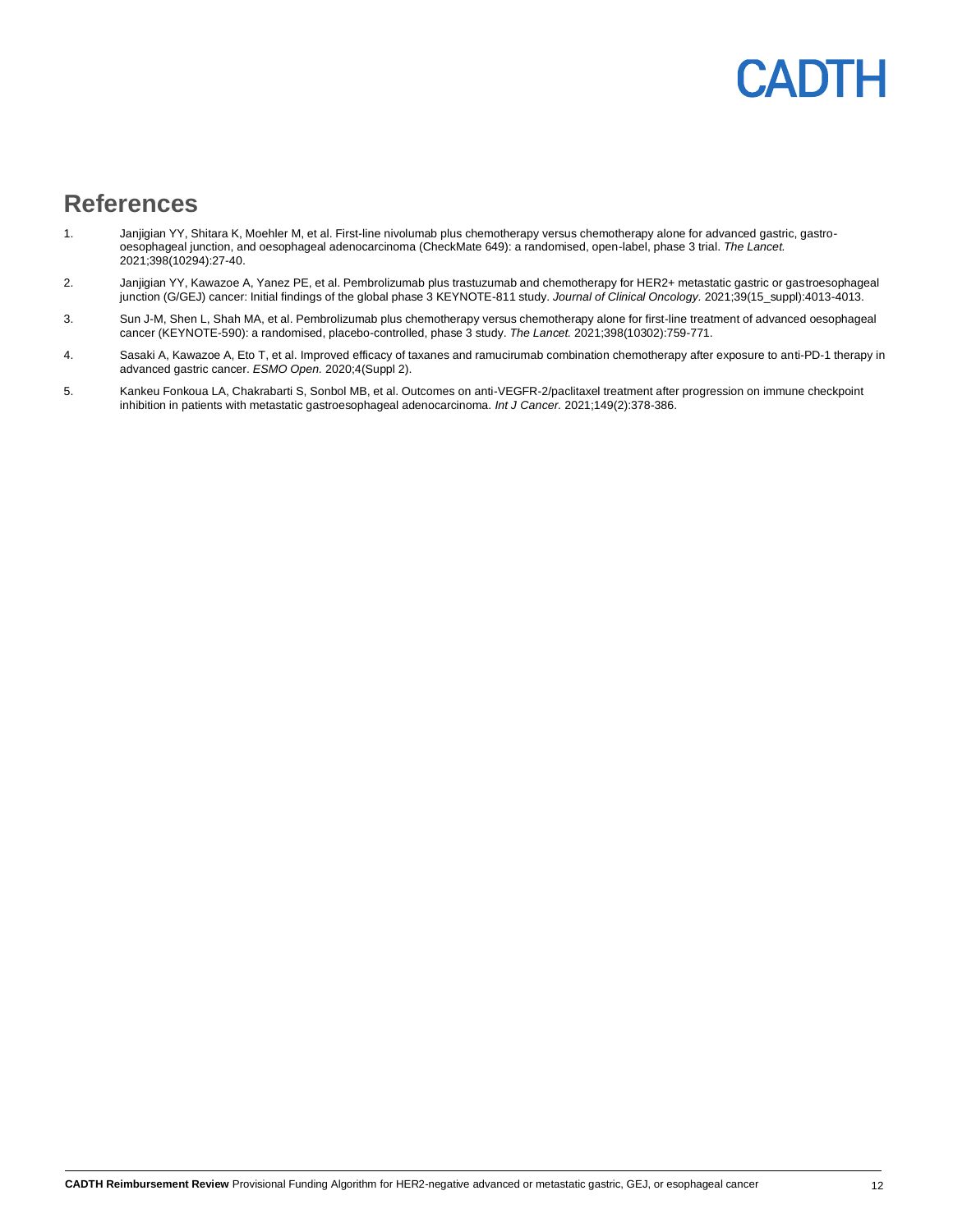## References

1. Janjigian YY, Shitara K, Moehler M, et al. First-line nivolumab plus chemotherapy versus chemotherapy alone for advanced gastric, gastro-oesophageal junction, and oesophageal adenocarcinoma (CheckMate 649): a randomised, open-label, phase 3 trial. *The Lancet.* 2021;398(10294):27-40.

2. Janjigian YY, Kawazoe A, Yanez PE, et al. Pembrolizumab plus trastuzumab and chemotherapy for HER2+ metastatic gastric or gastroesophageal junction (G/GEJ) cancer: Initial findings of the global phase 3 KEYNOTE-811 study. *Journal of Clinical Oncology.* 2021;39(15_suppl):4013-4013.

3. Sun J-M, Shen L, Shah MA, et al. Pembrolizumab plus chemotherapy versus chemotherapy alone for first-line treatment of advanced oesophageal cancer (KEYNOTE-590): a randomised, placebo-controlled, phase 3 study. *The Lancet.* 2021;398(10302):759-771.

4. Sasaki A, Kawazoe A, Eto T, et al. Improved efficacy of taxanes and ramucirumab combination chemotherapy after exposure to anti-PD-1 therapy in advanced gastric cancer. *ESMO Open.* 2020;4(Suppl 2).

5. Kankeu Fonkoua LA, Chakrabarti S, Sonbol MB, et al. Outcomes on anti-VEGFR-2/paclitaxel treatment after progression on immune checkpoint inhibition in patients with metastatic gastroesophageal adenocarcinoma. *Int J Cancer.* 2021;149(2):378-386.